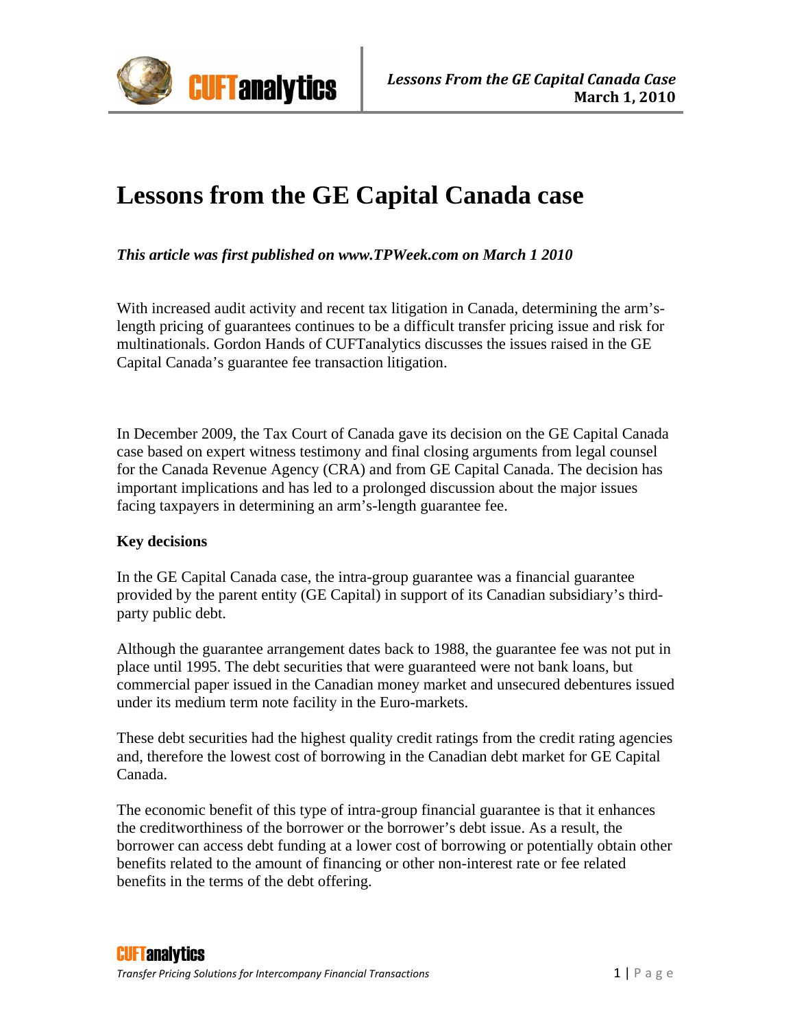# Lessons from the GE Capital Canada case

***This article was first published on www.TPWeek.com on March 1 2010***

With increased audit activity and recent tax litigation in Canada, determining the arm's-length pricing of guarantees continues to be a difficult transfer pricing issue and risk for multinationals. Gordon Hands of CUFTanalytics discusses the issues raised in the GE Capital Canada's guarantee fee transaction litigation.

In December 2009, the Tax Court of Canada gave its decision on the GE Capital Canada case based on expert witness testimony and final closing arguments from legal counsel for the Canada Revenue Agency (CRA) and from GE Capital Canada. The decision has important implications and has led to a prolonged discussion about the major issues facing taxpayers in determining an arm's-length guarantee fee.

**Key decisions**

In the GE Capital Canada case, the intra-group guarantee was a financial guarantee provided by the parent entity (GE Capital) in support of its Canadian subsidiary's third-party public debt.

Although the guarantee arrangement dates back to 1988, the guarantee fee was not put in place until 1995. The debt securities that were guaranteed were not bank loans, but commercial paper issued in the Canadian money market and unsecured debentures issued under its medium term note facility in the Euro-markets.

These debt securities had the highest quality credit ratings from the credit rating agencies and, therefore the lowest cost of borrowing in the Canadian debt market for GE Capital Canada.

The economic benefit of this type of intra-group financial guarantee is that it enhances the creditworthiness of the borrower or the borrower's debt issue. As a result, the borrower can access debt funding at a lower cost of borrowing or potentially obtain other benefits related to the amount of financing or other non-interest rate or fee related benefits in the terms of the debt offering.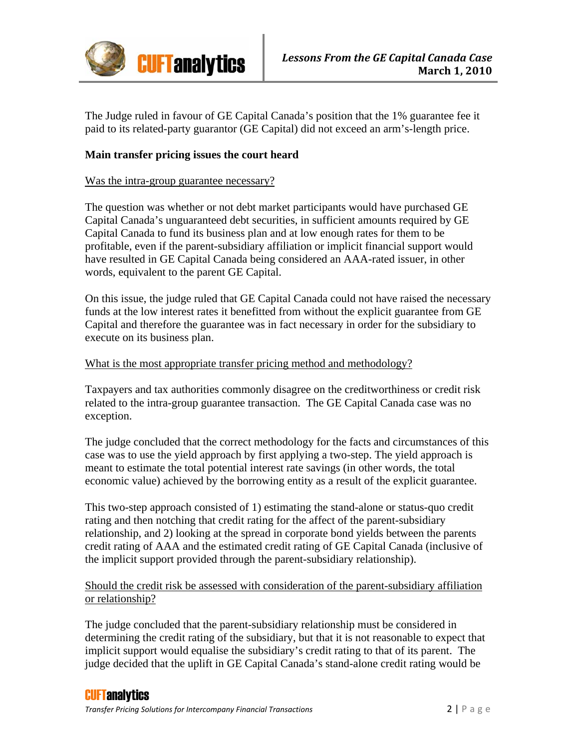The Judge ruled in favour of GE Capital Canada's position that the 1% guarantee fee it paid to its related-party guarantor (GE Capital) did not exceed an arm's-length price.

**Main transfer pricing issues the court heard**

Was the intra-group guarantee necessary?

The question was whether or not debt market participants would have purchased GE Capital Canada's unguaranteed debt securities, in sufficient amounts required by GE Capital Canada to fund its business plan and at low enough rates for them to be profitable, even if the parent-subsidiary affiliation or implicit financial support would have resulted in GE Capital Canada being considered an AAA-rated issuer, in other words, equivalent to the parent GE Capital.

On this issue, the judge ruled that GE Capital Canada could not have raised the necessary funds at the low interest rates it benefitted from without the explicit guarantee from GE Capital and therefore the guarantee was in fact necessary in order for the subsidiary to execute on its business plan.

What is the most appropriate transfer pricing method and methodology?

Taxpayers and tax authorities commonly disagree on the creditworthiness or credit risk related to the intra-group guarantee transaction. The GE Capital Canada case was no exception.

The judge concluded that the correct methodology for the facts and circumstances of this case was to use the yield approach by first applying a two-step. The yield approach is meant to estimate the total potential interest rate savings (in other words, the total economic value) achieved by the borrowing entity as a result of the explicit guarantee.

This two-step approach consisted of 1) estimating the stand-alone or status-quo credit rating and then notching that credit rating for the affect of the parent-subsidiary relationship, and 2) looking at the spread in corporate bond yields between the parents credit rating of AAA and the estimated credit rating of GE Capital Canada (inclusive of the implicit support provided through the parent-subsidiary relationship).

Should the credit risk be assessed with consideration of the parent-subsidiary affiliation or relationship?

The judge concluded that the parent-subsidiary relationship must be considered in determining the credit rating of the subsidiary, but that it is not reasonable to expect that implicit support would equalise the subsidiary's credit rating to that of its parent. The judge decided that the uplift in GE Capital Canada's stand-alone credit rating would be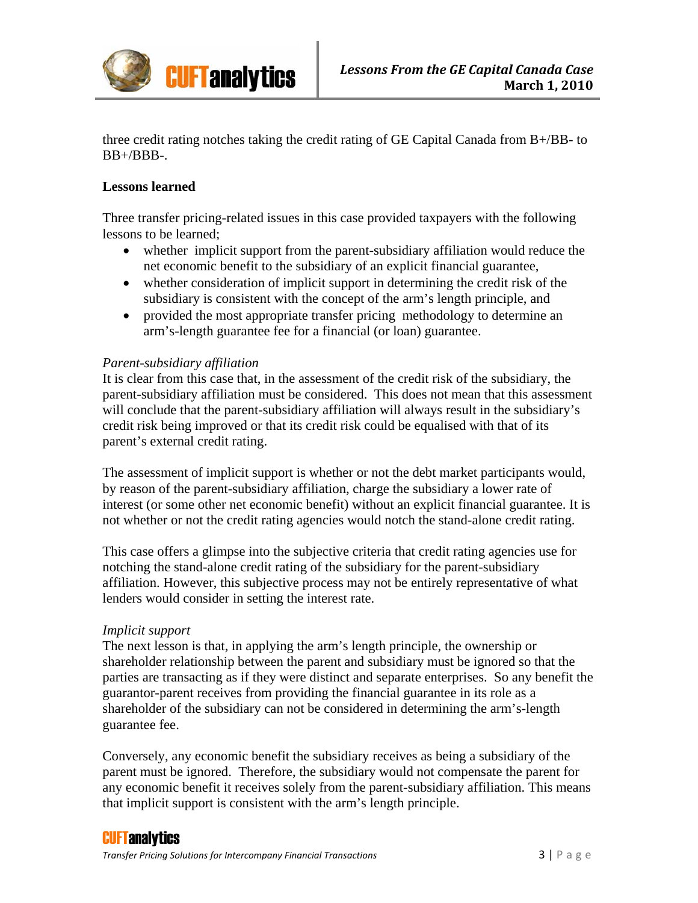three credit rating notches taking the credit rating of GE Capital Canada from B+/BB- to BB+/BBB-.

**Lessons learned**

Three transfer pricing-related issues in this case provided taxpayers with the following lessons to be learned;

- whether implicit support from the parent-subsidiary affiliation would reduce the net economic benefit to the subsidiary of an explicit financial guarantee,
- whether consideration of implicit support in determining the credit risk of the subsidiary is consistent with the concept of the arm's length principle, and
- provided the most appropriate transfer pricing methodology to determine an arm's-length guarantee fee for a financial (or loan) guarantee.

*Parent-subsidiary affiliation*

It is clear from this case that, in the assessment of the credit risk of the subsidiary, the parent-subsidiary affiliation must be considered. This does not mean that this assessment will conclude that the parent-subsidiary affiliation will always result in the subsidiary's credit risk being improved or that its credit risk could be equalised with that of its parent's external credit rating.

The assessment of implicit support is whether or not the debt market participants would, by reason of the parent-subsidiary affiliation, charge the subsidiary a lower rate of interest (or some other net economic benefit) without an explicit financial guarantee. It is not whether or not the credit rating agencies would notch the stand-alone credit rating.

This case offers a glimpse into the subjective criteria that credit rating agencies use for notching the stand-alone credit rating of the subsidiary for the parent-subsidiary affiliation. However, this subjective process may not be entirely representative of what lenders would consider in setting the interest rate.

*Implicit support*

The next lesson is that, in applying the arm's length principle, the ownership or shareholder relationship between the parent and subsidiary must be ignored so that the parties are transacting as if they were distinct and separate enterprises. So any benefit the guarantor-parent receives from providing the financial guarantee in its role as a shareholder of the subsidiary can not be considered in determining the arm's-length guarantee fee.

Conversely, any economic benefit the subsidiary receives as being a subsidiary of the parent must be ignored. Therefore, the subsidiary would not compensate the parent for any economic benefit it receives solely from the parent-subsidiary affiliation. This means that implicit support is consistent with the arm's length principle.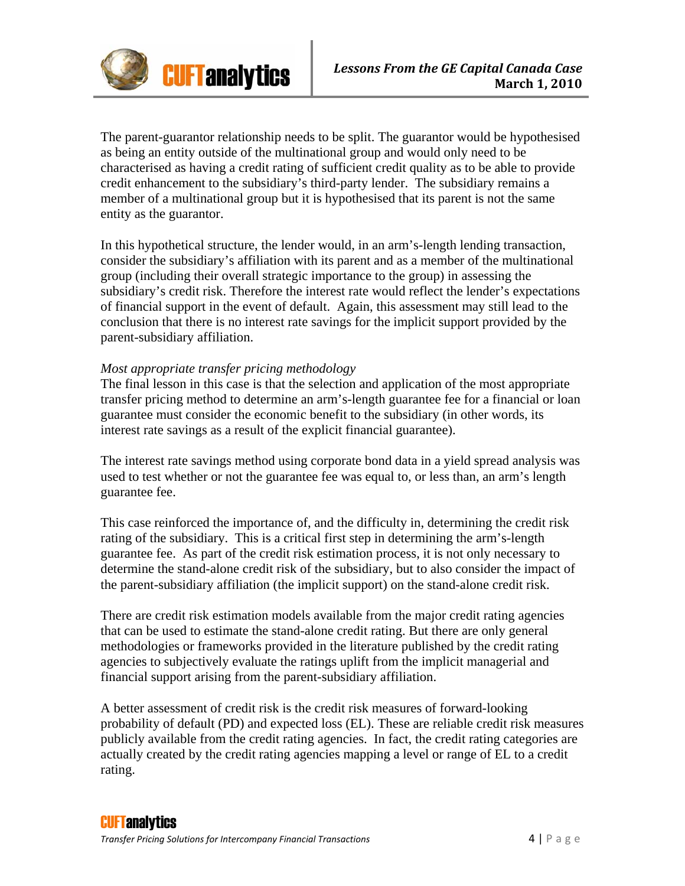The parent-guarantor relationship needs to be split. The guarantor would be hypothesised as being an entity outside of the multinational group and would only need to be characterised as having a credit rating of sufficient credit quality as to be able to provide credit enhancement to the subsidiary's third-party lender. The subsidiary remains a member of a multinational group but it is hypothesised that its parent is not the same entity as the guarantor.

In this hypothetical structure, the lender would, in an arm's-length lending transaction, consider the subsidiary's affiliation with its parent and as a member of the multinational group (including their overall strategic importance to the group) in assessing the subsidiary's credit risk. Therefore the interest rate would reflect the lender's expectations of financial support in the event of default. Again, this assessment may still lead to the conclusion that there is no interest rate savings for the implicit support provided by the parent-subsidiary affiliation.

*Most appropriate transfer pricing methodology*

The final lesson in this case is that the selection and application of the most appropriate transfer pricing method to determine an arm's-length guarantee fee for a financial or loan guarantee must consider the economic benefit to the subsidiary (in other words, its interest rate savings as a result of the explicit financial guarantee).

The interest rate savings method using corporate bond data in a yield spread analysis was used to test whether or not the guarantee fee was equal to, or less than, an arm's length guarantee fee.

This case reinforced the importance of, and the difficulty in, determining the credit risk rating of the subsidiary. This is a critical first step in determining the arm's-length guarantee fee. As part of the credit risk estimation process, it is not only necessary to determine the stand-alone credit risk of the subsidiary, but to also consider the impact of the parent-subsidiary affiliation (the implicit support) on the stand-alone credit risk.

There are credit risk estimation models available from the major credit rating agencies that can be used to estimate the stand-alone credit rating. But there are only general methodologies or frameworks provided in the literature published by the credit rating agencies to subjectively evaluate the ratings uplift from the implicit managerial and financial support arising from the parent-subsidiary affiliation.

A better assessment of credit risk is the credit risk measures of forward-looking probability of default (PD) and expected loss (EL). These are reliable credit risk measures publicly available from the credit rating agencies. In fact, the credit rating categories are actually created by the credit rating agencies mapping a level or range of EL to a credit rating.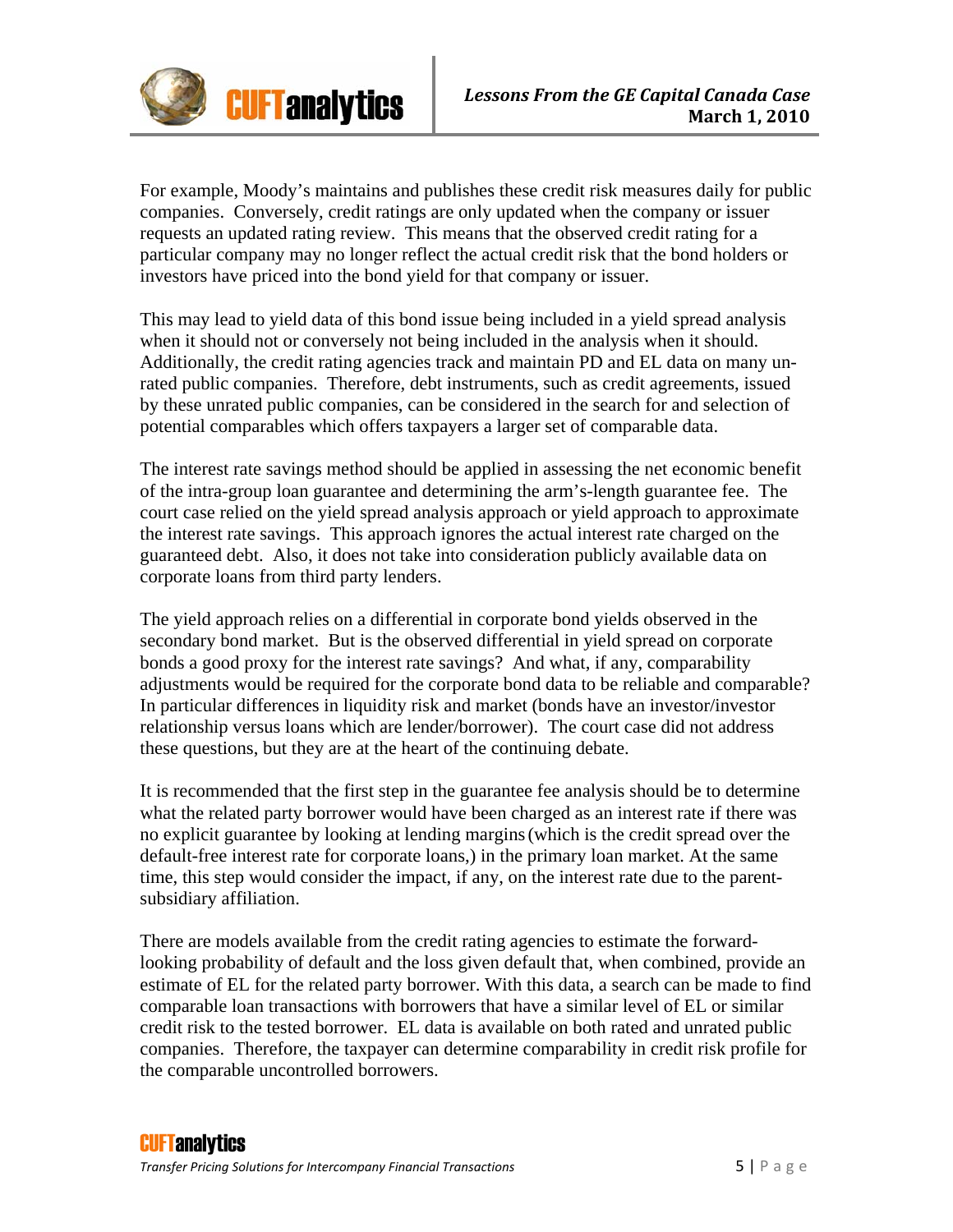For example, Moody's maintains and publishes these credit risk measures daily for public companies. Conversely, credit ratings are only updated when the company or issuer requests an updated rating review. This means that the observed credit rating for a particular company may no longer reflect the actual credit risk that the bond holders or investors have priced into the bond yield for that company or issuer.

This may lead to yield data of this bond issue being included in a yield spread analysis when it should not or conversely not being included in the analysis when it should. Additionally, the credit rating agencies track and maintain PD and EL data on many un-rated public companies. Therefore, debt instruments, such as credit agreements, issued by these unrated public companies, can be considered in the search for and selection of potential comparables which offers taxpayers a larger set of comparable data.

The interest rate savings method should be applied in assessing the net economic benefit of the intra-group loan guarantee and determining the arm's-length guarantee fee. The court case relied on the yield spread analysis approach or yield approach to approximate the interest rate savings. This approach ignores the actual interest rate charged on the guaranteed debt. Also, it does not take into consideration publicly available data on corporate loans from third party lenders.

The yield approach relies on a differential in corporate bond yields observed in the secondary bond market. But is the observed differential in yield spread on corporate bonds a good proxy for the interest rate savings? And what, if any, comparability adjustments would be required for the corporate bond data to be reliable and comparable? In particular differences in liquidity risk and market (bonds have an investor/investor relationship versus loans which are lender/borrower). The court case did not address these questions, but they are at the heart of the continuing debate.

It is recommended that the first step in the guarantee fee analysis should be to determine what the related party borrower would have been charged as an interest rate if there was no explicit guarantee by looking at lending margins (which is the credit spread over the default-free interest rate for corporate loans,) in the primary loan market. At the same time, this step would consider the impact, if any, on the interest rate due to the parent-subsidiary affiliation.

There are models available from the credit rating agencies to estimate the forward-looking probability of default and the loss given default that, when combined, provide an estimate of EL for the related party borrower. With this data, a search can be made to find comparable loan transactions with borrowers that have a similar level of EL or similar credit risk to the tested borrower. EL data is available on both rated and unrated public companies. Therefore, the taxpayer can determine comparability in credit risk profile for the comparable uncontrolled borrowers.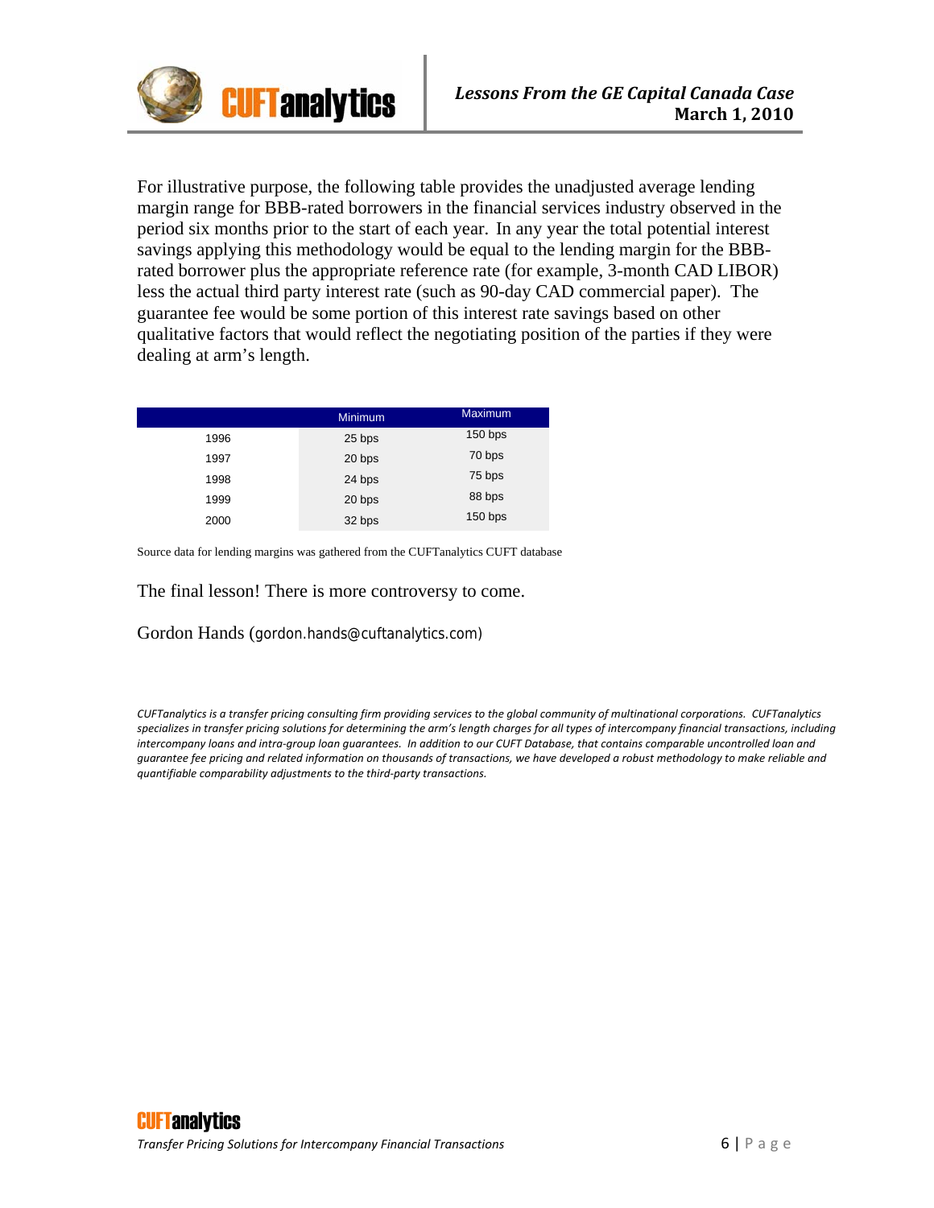For illustrative purpose, the following table provides the unadjusted average lending margin range for BBB-rated borrowers in the financial services industry observed in the period six months prior to the start of each year. In any year the total potential interest savings applying this methodology would be equal to the lending margin for the BBB-rated borrower plus the appropriate reference rate (for example, 3-month CAD LIBOR) less the actual third party interest rate (such as 90-day CAD commercial paper). The guarantee fee would be some portion of this interest rate savings based on other qualitative factors that would reflect the negotiating position of the parties if they were dealing at arm's length.

| | Minimum | Maximum |
|---|---|---|
| 1996 | 25 bps | 150 bps |
| 1997 | 20 bps | 70 bps |
| 1998 | 24 bps | 75 bps |
| 1999 | 20 bps | 88 bps |
| 2000 | 32 bps | 150 bps |

Source data for lending margins was gathered from the CUFTanalytics CUFT database

The final lesson! There is more controversy to come.

Gordon Hands (gordon.hands@cuftanalytics.com)

*CUFTanalytics is a transfer pricing consulting firm providing services to the global community of multinational corporations. CUFTanalytics specializes in transfer pricing solutions for determining the arm's length charges for all types of intercompany financial transactions, including intercompany loans and intra-group loan guarantees. In addition to our CUFT Database, that contains comparable uncontrolled loan and guarantee fee pricing and related information on thousands of transactions, we have developed a robust methodology to make reliable and quantifiable comparability adjustments to the third-party transactions.*